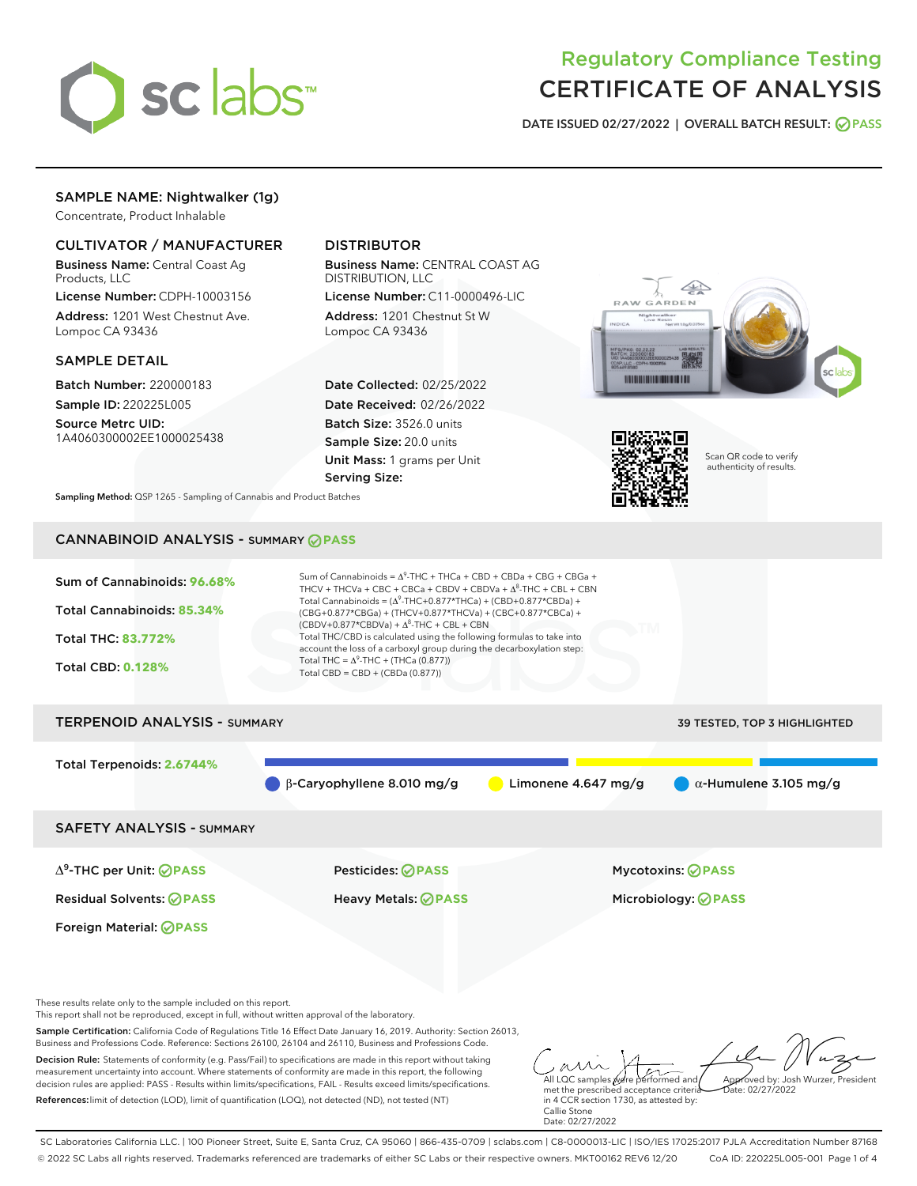# Regulatory Compliance Testing
# CERTIFICATE OF ANALYSIS

DATE ISSUED 02/27/2022 | OVERALL BATCH RESULT: PASS

## SAMPLE NAME: Nightwalker (1g)

Concentrate, Product Inhalable

### CULTIVATOR / MANUFACTURER

**Business Name:** Central Coast Ag Products, LLC

**License Number:** CDPH-10003156

**Address:** 1201 West Chestnut Ave. Lompoc CA 93436

### DISTRIBUTOR

**Business Name:** CENTRAL COAST AG DISTRIBUTION, LLC

**License Number:** C11-0000496-LIC

**Address:** 1201 Chestnut St W Lompoc CA 93436

### SAMPLE DETAIL

**Batch Number:** 220000183

**Sample ID:** 220225L005

**Source Metrc UID:** 1A4060300002EE1000025438

**Date Collected:** 02/25/2022

**Date Received:** 02/26/2022

**Batch Size:** 3526.0 units

**Sample Size:** 20.0 units

**Unit Mass:** 1 grams per Unit

**Serving Size:**

Scan QR code to verify authenticity of results.

**Sampling Method:** QSP 1265 - Sampling of Cannabis and Product Batches

## CANNABINOID ANALYSIS - SUMMARY PASS

Sum of Cannabinoids: **96.68%**

Total Cannabinoids: **85.34%**

Total THC: **83.772%**

Total CBD: **0.128%**

Sum of Cannabinoids = $\Delta^9$-THC + THCa + CBD + CBDa + CBG + CBGa + THCV + THCVa + CBC + CBCa + CBDV + CBDVa + $\Delta^8$-THC + CBL + CBN

Total Cannabinoids = ($\Delta^9$-THC+0.877*THCa) + (CBD+0.877*CBDa) + (CBG+0.877*CBGa) + (THCV+0.877*THCVa) + (CBC+0.877*CBCa) + (CBDV+0.877*CBDVa) + $\Delta^8$-THC + CBL + CBN

Total THC/CBD is calculated using the following formulas to take into account the loss of a carboxyl group during the decarboxylation step:

Total THC = $\Delta^9$-THC + (THCa (0.877))

Total CBD = CBD + (CBDa (0.877))

## TERPENOID ANALYSIS - SUMMARY

39 TESTED, TOP 3 HIGHLIGHTED

Total Terpenoids: **2.6744%**

β-Caryophyllene 8.010 mg/g | Limonene 4.647 mg/g | α-Humulene 3.105 mg/g

## SAFETY ANALYSIS - SUMMARY

| | | |
|---|---|---|
| $\Delta^9$-THC per Unit: PASS | Pesticides: PASS | Mycotoxins: PASS |
| Residual Solvents: PASS | Heavy Metals: PASS | Microbiology: PASS |
| Foreign Material: PASS | | |

These results relate only to the sample included on this report.
This report shall not be reproduced, except in full, without written approval of the laboratory.

**Sample Certification:** California Code of Regulations Title 16 Effect Date January 16, 2019. Authority: Section 26013, Business and Professions Code. Reference: Sections 26100, 26104 and 26110, Business and Professions Code.

**Decision Rule:** Statements of conformity (e.g. Pass/Fail) to specifications are made in this report without taking measurement uncertainty into account. Where statements of conformity are made in this report, the following decision rules are applied: PASS - Results within limits/specifications, FAIL - Results exceed limits/specifications.

**References:** limit of detection (LOD), limit of quantification (LOQ), not detected (ND), not tested (NT)

All LQC samples were performed and met the prescribed acceptance criteria in 4 CCR section 1730, as attested by: Callie Stone Date: 02/27/2022

Approved by: Josh Wurzer, President Date: 02/27/2022

SC Laboratories California LLC. | 100 Pioneer Street, Suite E, Santa Cruz, CA 95060 | 866-435-0709 | sclabs.com | C8-0000013-LIC | ISO/IES 17025:2017 PJLA Accreditation Number 87168
© 2022 SC Labs all rights reserved. Trademarks referenced are trademarks of either SC Labs or their respective owners. MKT00162 REV6 12/20 CoA ID: 220225L005-001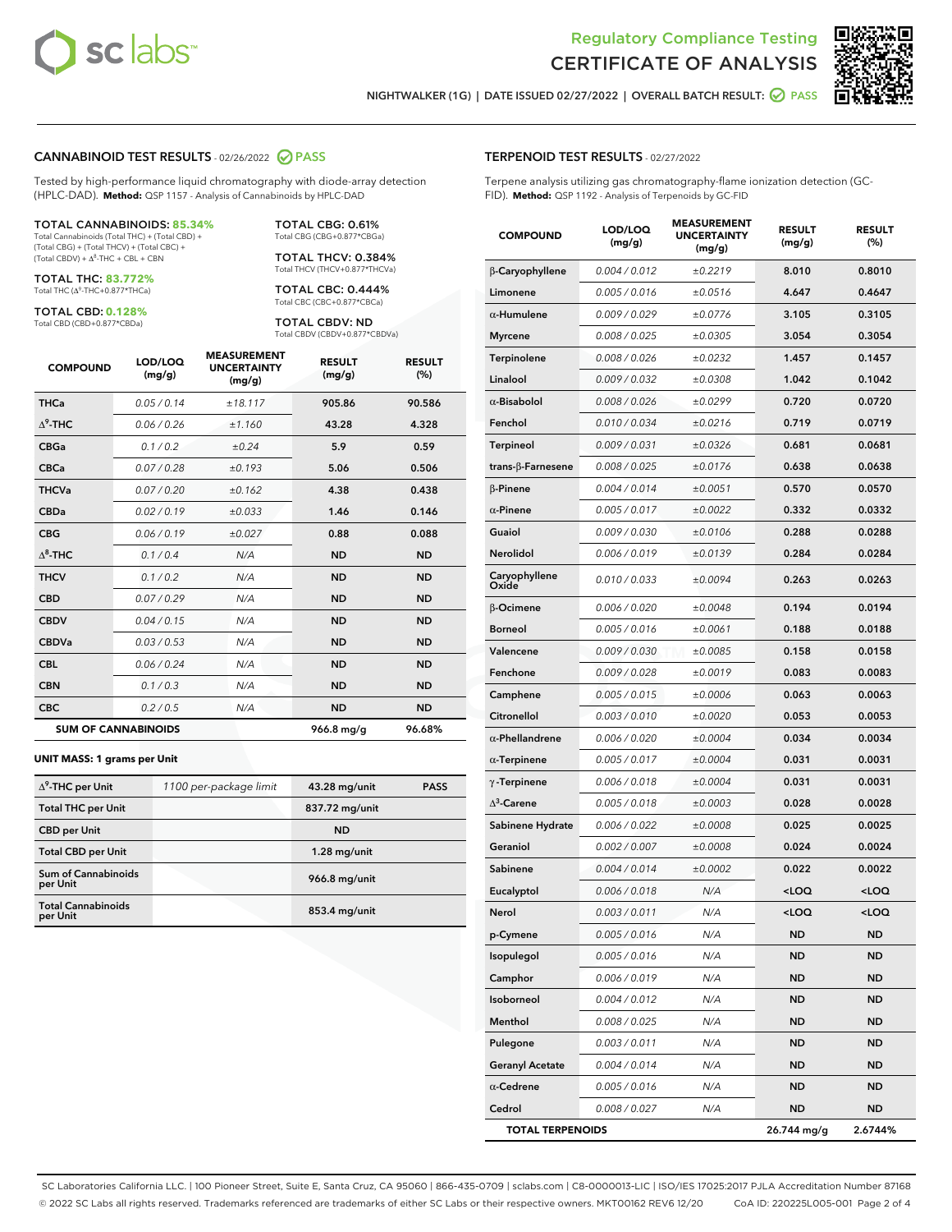Regulatory Compliance Testing
# CERTIFICATE OF ANALYSIS

NIGHTWALKER (1G) | DATE ISSUED 02/27/2022 | OVERALL BATCH RESULT: PASS

## CANNABINOID TEST RESULTS - 02/26/2022 PASS

Tested by high-performance liquid chromatography with diode-array detection (HPLC-DAD). **Method:** QSP 1157 - Analysis of Cannabinoids by HPLC-DAD

**TOTAL CANNABINOIDS: 85.34%**
Total Cannabinoids (Total THC) + (Total CBD) + (Total CBG) + (Total THCV) + (Total CBC) + (Total CBDV) + $\Delta^8$-THC + CBL + CBN

**TOTAL THC: 83.772%**
Total THC ($\Delta^9$-THC+0.877*THCa)

**TOTAL CBD: 0.128%**
Total CBD (CBD+0.877*CBDa)

**TOTAL CBG: 0.61%**
Total CBG (CBG+0.877*CBGa)

**TOTAL THCV: 0.384%**
Total THCV (THCV+0.877*THCVa)

**TOTAL CBC: 0.444%**
Total CBC (CBC+0.877*CBCa)

**TOTAL CBDV: ND**
Total CBDV (CBDV+0.877*CBDVa)

| COMPOUND | LOD/LOQ (mg/g) | MEASUREMENT UNCERTAINTY (mg/g) | RESULT (mg/g) | RESULT (%) |
|---|---|---|---|---|
| THCa | 0.05 / 0.14 | ±18.117 | 905.86 | 90.586 |
| $\Delta^9$-THC | 0.06 / 0.26 | ±1.160 | 43.28 | 4.328 |
| CBGa | 0.1 / 0.2 | ±0.24 | 5.9 | 0.59 |
| CBCa | 0.07 / 0.28 | ±0.193 | 5.06 | 0.506 |
| THCVa | 0.07 / 0.20 | ±0.162 | 4.38 | 0.438 |
| CBDa | 0.02 / 0.19 | ±0.033 | 1.46 | 0.146 |
| CBG | 0.06 / 0.19 | ±0.027 | 0.88 | 0.088 |
| $\Delta^8$-THC | 0.1 / 0.4 | N/A | ND | ND |
| THCV | 0.1 / 0.2 | N/A | ND | ND |
| CBD | 0.07 / 0.29 | N/A | ND | ND |
| CBDV | 0.04 / 0.15 | N/A | ND | ND |
| CBDVa | 0.03 / 0.53 | N/A | ND | ND |
| CBL | 0.06 / 0.24 | N/A | ND | ND |
| CBN | 0.1 / 0.3 | N/A | ND | ND |
| CBC | 0.2 / 0.5 | N/A | ND | ND |
| **SUM OF CANNABINOIDS** | | | **966.8 mg/g** | **96.68%** |

**UNIT MASS: 1 grams per Unit**

| | | | |
|---|---|---|---|
| $\Delta^9$-THC per Unit | 1100 per-package limit | 43.28 mg/unit | PASS |
| Total THC per Unit | | 837.72 mg/unit | |
| CBD per Unit | | ND | |
| Total CBD per Unit | | 1.28 mg/unit | |
| Sum of Cannabinoids per Unit | | 966.8 mg/unit | |
| Total Cannabinoids per Unit | | 853.4 mg/unit | |

## TERPENOID TEST RESULTS - 02/27/2022

Terpene analysis utilizing gas chromatography-flame ionization detection (GC-FID). **Method:** QSP 1192 - Analysis of Terpenoids by GC-FID

| COMPOUND | LOD/LOQ (mg/g) | MEASUREMENT UNCERTAINTY (mg/g) | RESULT (mg/g) | RESULT (%) |
|---|---|---|---|---|
| β-Caryophyllene | 0.004 / 0.012 | ±0.2219 | 8.010 | 0.8010 |
| Limonene | 0.005 / 0.016 | ±0.0516 | 4.647 | 0.4647 |
| α-Humulene | 0.009 / 0.029 | ±0.0776 | 3.105 | 0.3105 |
| Myrcene | 0.008 / 0.025 | ±0.0305 | 3.054 | 0.3054 |
| Terpinolene | 0.008 / 0.026 | ±0.0232 | 1.457 | 0.1457 |
| Linalool | 0.009 / 0.032 | ±0.0308 | 1.042 | 0.1042 |
| α-Bisabolol | 0.008 / 0.026 | ±0.0299 | 0.720 | 0.0720 |
| Fenchol | 0.010 / 0.034 | ±0.0216 | 0.719 | 0.0719 |
| Terpineol | 0.009 / 0.031 | ±0.0326 | 0.681 | 0.0681 |
| trans-β-Farnesene | 0.008 / 0.025 | ±0.0176 | 0.638 | 0.0638 |
| β-Pinene | 0.004 / 0.014 | ±0.0051 | 0.570 | 0.0570 |
| α-Pinene | 0.005 / 0.017 | ±0.0022 | 0.332 | 0.0332 |
| Guaiol | 0.009 / 0.030 | ±0.0106 | 0.288 | 0.0288 |
| Nerolidol | 0.006 / 0.019 | ±0.0139 | 0.284 | 0.0284 |
| Caryophyllene Oxide | 0.010 / 0.033 | ±0.0094 | 0.263 | 0.0263 |
| β-Ocimene | 0.006 / 0.020 | ±0.0048 | 0.194 | 0.0194 |
| Borneol | 0.005 / 0.016 | ±0.0061 | 0.188 | 0.0188 |
| Valencene | 0.009 / 0.030 | ±0.0085 | 0.158 | 0.0158 |
| Fenchone | 0.009 / 0.028 | ±0.0019 | 0.083 | 0.0083 |
| Camphene | 0.005 / 0.015 | ±0.0006 | 0.063 | 0.0063 |
| Citronellol | 0.003 / 0.010 | ±0.0020 | 0.053 | 0.0053 |
| α-Phellandrene | 0.006 / 0.020 | ±0.0004 | 0.034 | 0.0034 |
| α-Terpinene | 0.005 / 0.017 | ±0.0004 | 0.031 | 0.0031 |
| γ-Terpinene | 0.006 / 0.018 | ±0.0004 | 0.031 | 0.0031 |
| $\Delta^3$-Carene | 0.005 / 0.018 | ±0.0003 | 0.028 | 0.0028 |
| Sabinene Hydrate | 0.006 / 0.022 | ±0.0008 | 0.025 | 0.0025 |
| Geraniol | 0.002 / 0.007 | ±0.0008 | 0.024 | 0.0024 |
| Sabinene | 0.004 / 0.014 | ±0.0002 | 0.022 | 0.0022 |
| Eucalyptol | 0.006 / 0.018 | N/A | <LOQ | <LOQ |
| Nerol | 0.003 / 0.011 | N/A | <LOQ | <LOQ |
| p-Cymene | 0.005 / 0.016 | N/A | ND | ND |
| Isopulegol | 0.005 / 0.016 | N/A | ND | ND |
| Camphor | 0.006 / 0.019 | N/A | ND | ND |
| Isoborneol | 0.004 / 0.012 | N/A | ND | ND |
| Menthol | 0.008 / 0.025 | N/A | ND | ND |
| Pulegone | 0.003 / 0.011 | N/A | ND | ND |
| Geranyl Acetate | 0.004 / 0.014 | N/A | ND | ND |
| α-Cedrene | 0.005 / 0.016 | N/A | ND | ND |
| Cedrol | 0.008 / 0.027 | N/A | ND | ND |
| **TOTAL TERPENOIDS** | | | **26.744 mg/g** | **2.6744%** |

SC Laboratories California LLC. | 100 Pioneer Street, Suite E, Santa Cruz, CA 95060 | 866-435-0709 | sclabs.com | C8-0000013-LIC | ISO/IES 17025:2017 PJLA Accreditation Number 87168
© 2022 SC Labs all rights reserved. Trademarks referenced are trademarks of either SC Labs or their respective owners. MKT00162 REV6 12/20 CoA ID: 220225L005-001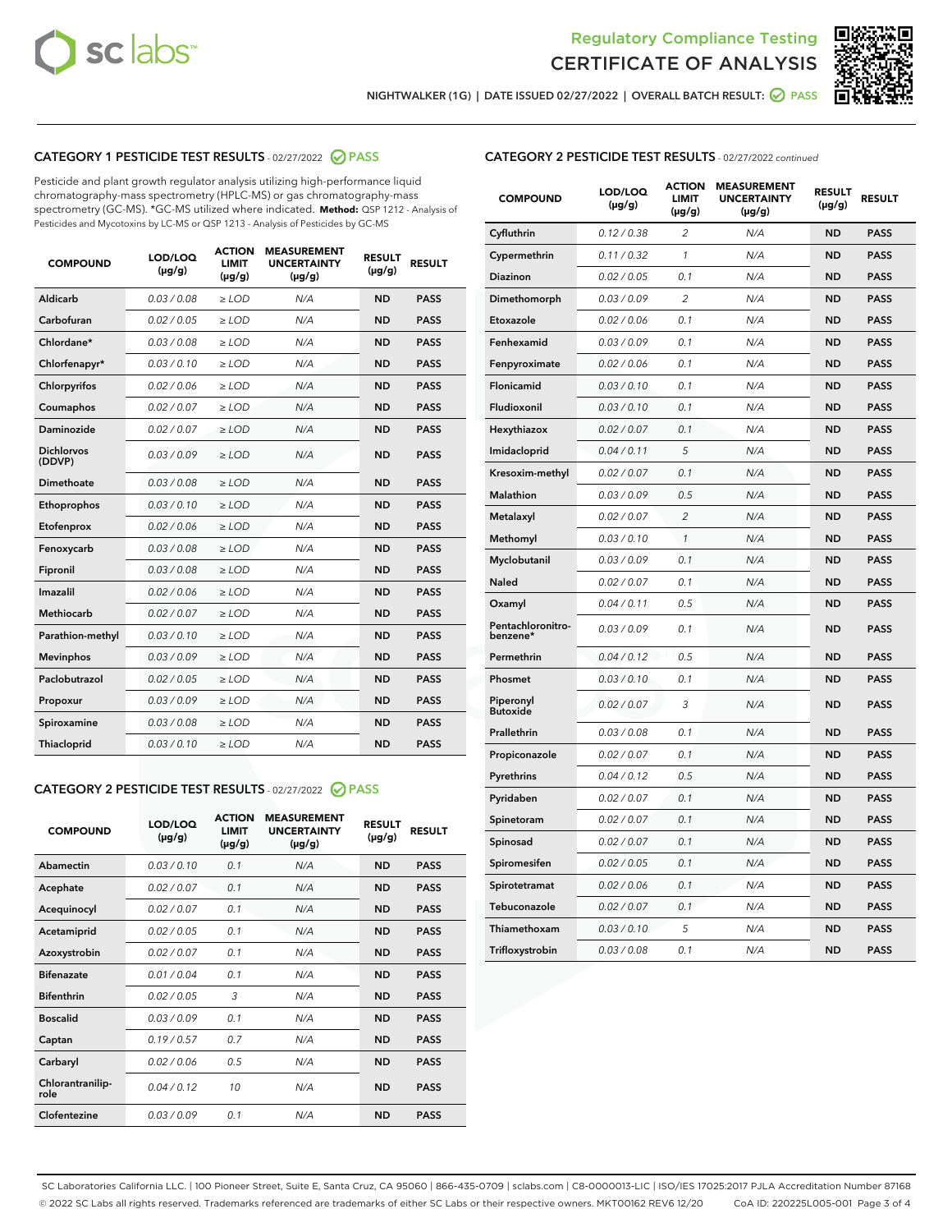Regulatory Compliance Testing
# CERTIFICATE OF ANALYSIS

NIGHTWALKER (1G) | DATE ISSUED 02/27/2022 | OVERALL BATCH RESULT: PASS

## CATEGORY 1 PESTICIDE TEST RESULTS - 02/27/2022 PASS

Pesticide and plant growth regulator analysis utilizing high-performance liquid chromatography-mass spectrometry (HPLC-MS) or gas chromatography-mass spectrometry (GC-MS). *GC-MS utilized where indicated. **Method:** QSP 1212 - Analysis of Pesticides and Mycotoxins by LC-MS or QSP 1213 - Analysis of Pesticides by GC-MS

| COMPOUND | LOD/LOQ (µg/g) | ACTION LIMIT (µg/g) | MEASUREMENT UNCERTAINTY (µg/g) | RESULT (µg/g) | RESULT |
|---|---|---|---|---|---|
| Aldicarb | 0.03 / 0.08 | ≥ LOD | N/A | ND | PASS |
| Carbofuran | 0.02 / 0.05 | ≥ LOD | N/A | ND | PASS |
| Chlordane* | 0.03 / 0.08 | ≥ LOD | N/A | ND | PASS |
| Chlorfenapyr* | 0.03 / 0.10 | ≥ LOD | N/A | ND | PASS |
| Chlorpyrifos | 0.02 / 0.06 | ≥ LOD | N/A | ND | PASS |
| Coumaphos | 0.02 / 0.07 | ≥ LOD | N/A | ND | PASS |
| Daminozide | 0.02 / 0.07 | ≥ LOD | N/A | ND | PASS |
| Dichlorvos (DDVP) | 0.03 / 0.09 | ≥ LOD | N/A | ND | PASS |
| Dimethoate | 0.03 / 0.08 | ≥ LOD | N/A | ND | PASS |
| Ethoprophos | 0.03 / 0.10 | ≥ LOD | N/A | ND | PASS |
| Etofenprox | 0.02 / 0.06 | ≥ LOD | N/A | ND | PASS |
| Fenoxycarb | 0.03 / 0.08 | ≥ LOD | N/A | ND | PASS |
| Fipronil | 0.03 / 0.08 | ≥ LOD | N/A | ND | PASS |
| Imazalil | 0.02 / 0.06 | ≥ LOD | N/A | ND | PASS |
| Methiocarb | 0.02 / 0.07 | ≥ LOD | N/A | ND | PASS |
| Parathion-methyl | 0.03 / 0.10 | ≥ LOD | N/A | ND | PASS |
| Mevinphos | 0.03 / 0.09 | ≥ LOD | N/A | ND | PASS |
| Paclobutrazol | 0.02 / 0.05 | ≥ LOD | N/A | ND | PASS |
| Propoxur | 0.03 / 0.09 | ≥ LOD | N/A | ND | PASS |
| Spiroxamine | 0.03 / 0.08 | ≥ LOD | N/A | ND | PASS |
| Thiacloprid | 0.03 / 0.10 | ≥ LOD | N/A | ND | PASS |

## CATEGORY 2 PESTICIDE TEST RESULTS - 02/27/2022 PASS

| COMPOUND | LOD/LOQ (µg/g) | ACTION LIMIT (µg/g) | MEASUREMENT UNCERTAINTY (µg/g) | RESULT (µg/g) | RESULT |
|---|---|---|---|---|---|
| Abamectin | 0.03 / 0.10 | 0.1 | N/A | ND | PASS |
| Acephate | 0.02 / 0.07 | 0.1 | N/A | ND | PASS |
| Acequinocyl | 0.02 / 0.07 | 0.1 | N/A | ND | PASS |
| Acetamiprid | 0.02 / 0.05 | 0.1 | N/A | ND | PASS |
| Azoxystrobin | 0.02 / 0.07 | 0.1 | N/A | ND | PASS |
| Bifenazate | 0.01 / 0.04 | 0.1 | N/A | ND | PASS |
| Bifenthrin | 0.02 / 0.05 | 3 | N/A | ND | PASS |
| Boscalid | 0.03 / 0.09 | 0.1 | N/A | ND | PASS |
| Captan | 0.19 / 0.57 | 0.7 | N/A | ND | PASS |
| Carbaryl | 0.02 / 0.06 | 0.5 | N/A | ND | PASS |
| Chlorantraniliprole | 0.04 / 0.12 | 10 | N/A | ND | PASS |
| Clofentezine | 0.03 / 0.09 | 0.1 | N/A | ND | PASS |
| Cyfluthrin | 0.12 / 0.38 | 2 | N/A | ND | PASS |
| Cypermethrin | 0.11 / 0.32 | 1 | N/A | ND | PASS |
| Diazinon | 0.02 / 0.05 | 0.1 | N/A | ND | PASS |
| Dimethomorph | 0.03 / 0.09 | 2 | N/A | ND | PASS |
| Etoxazole | 0.02 / 0.06 | 0.1 | N/A | ND | PASS |
| Fenhexamid | 0.03 / 0.09 | 0.1 | N/A | ND | PASS |
| Fenpyroximate | 0.02 / 0.06 | 0.1 | N/A | ND | PASS |
| Flonicamid | 0.03 / 0.10 | 0.1 | N/A | ND | PASS |
| Fludioxonil | 0.03 / 0.10 | 0.1 | N/A | ND | PASS |
| Hexythiazox | 0.02 / 0.07 | 0.1 | N/A | ND | PASS |
| Imidacloprid | 0.04 / 0.11 | 5 | N/A | ND | PASS |
| Kresoxim-methyl | 0.02 / 0.07 | 0.1 | N/A | ND | PASS |
| Malathion | 0.03 / 0.09 | 0.5 | N/A | ND | PASS |
| Metalaxyl | 0.02 / 0.07 | 2 | N/A | ND | PASS |
| Methomyl | 0.03 / 0.10 | 1 | N/A | ND | PASS |
| Myclobutanil | 0.03 / 0.09 | 0.1 | N/A | ND | PASS |
| Naled | 0.02 / 0.07 | 0.1 | N/A | ND | PASS |
| Oxamyl | 0.04 / 0.11 | 0.5 | N/A | ND | PASS |
| Pentachloronitrobenzene* | 0.03 / 0.09 | 0.1 | N/A | ND | PASS |
| Permethrin | 0.04 / 0.12 | 0.5 | N/A | ND | PASS |
| Phosmet | 0.03 / 0.10 | 0.1 | N/A | ND | PASS |
| Piperonyl Butoxide | 0.02 / 0.07 | 3 | N/A | ND | PASS |
| Prallethrin | 0.03 / 0.08 | 0.1 | N/A | ND | PASS |
| Propiconazole | 0.02 / 0.07 | 0.1 | N/A | ND | PASS |
| Pyrethrins | 0.04 / 0.12 | 0.5 | N/A | ND | PASS |
| Pyridaben | 0.02 / 0.07 | 0.1 | N/A | ND | PASS |
| Spinetoram | 0.02 / 0.07 | 0.1 | N/A | ND | PASS |
| Spinosad | 0.02 / 0.07 | 0.1 | N/A | ND | PASS |
| Spiromesifen | 0.02 / 0.05 | 0.1 | N/A | ND | PASS |
| Spirotetramat | 0.02 / 0.06 | 0.1 | N/A | ND | PASS |
| Tebuconazole | 0.02 / 0.07 | 0.1 | N/A | ND | PASS |
| Thiamethoxam | 0.03 / 0.10 | 5 | N/A | ND | PASS |
| Trifloxystrobin | 0.03 / 0.08 | 0.1 | N/A | ND | PASS |

SC Laboratories California LLC. | 100 Pioneer Street, Suite E, Santa Cruz, CA 95060 | 866-435-0709 | sclabs.com | C8-0000013-LIC | ISO/IES 17025:2017 PJLA Accreditation Number 87168
© 2022 SC Labs all rights reserved. Trademarks referenced are trademarks of either SC Labs or their respective owners. MKT00162 REV6 12/20 CoA ID: 220225L005-001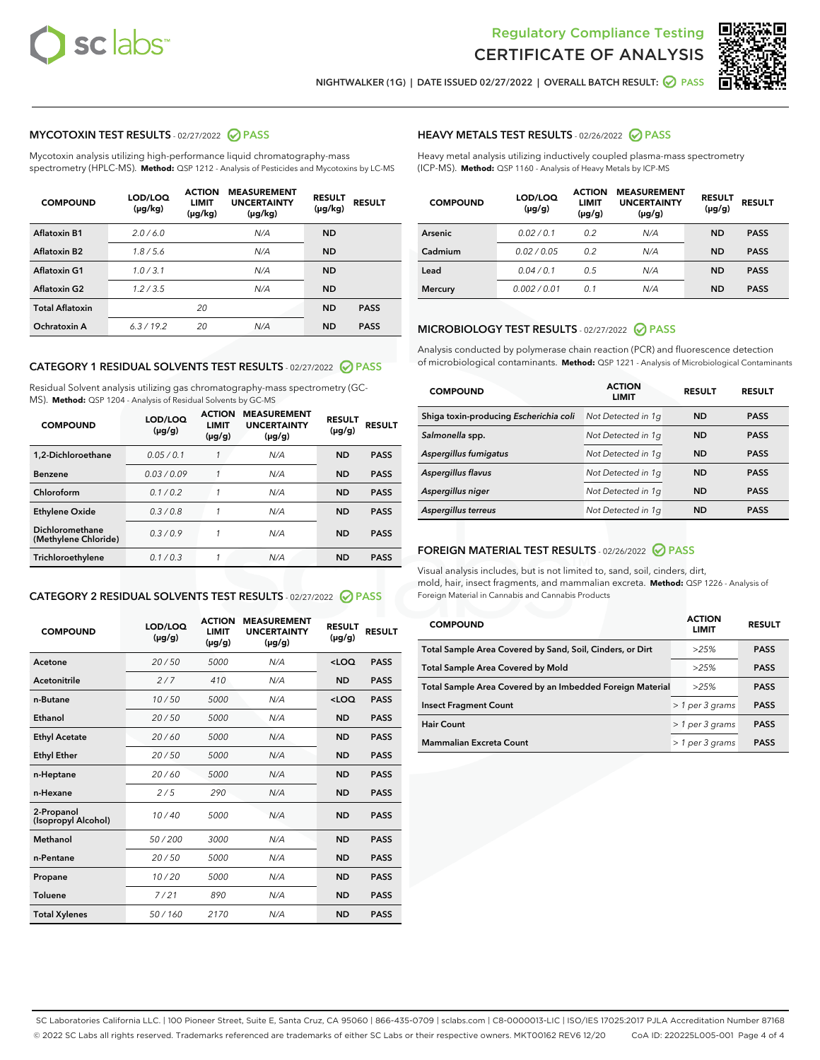Regulatory Compliance Testing
# CERTIFICATE OF ANALYSIS

NIGHTWALKER (1G) | DATE ISSUED 02/27/2022 | OVERALL BATCH RESULT: PASS

## MYCOTOXIN TEST RESULTS - 02/27/2022 PASS

Mycotoxin analysis utilizing high-performance liquid chromatography-mass spectrometry (HPLC-MS). **Method:** QSP 1212 - Analysis of Pesticides and Mycotoxins by LC-MS

| COMPOUND | LOD/LOQ (µg/kg) | ACTION LIMIT (µg/kg) | MEASUREMENT UNCERTAINTY (µg/kg) | RESULT (µg/kg) | RESULT |
|---|---|---|---|---|---|
| Aflatoxin B1 | 2.0 / 6.0 | | N/A | ND | |
| Aflatoxin B2 | 1.8 / 5.6 | | N/A | ND | |
| Aflatoxin G1 | 1.0 / 3.1 | | N/A | ND | |
| Aflatoxin G2 | 1.2 / 3.5 | | N/A | ND | |
| Total Aflatoxin | | 20 | | ND | PASS |
| Ochratoxin A | 6.3 / 19.2 | 20 | N/A | ND | PASS |

## CATEGORY 1 RESIDUAL SOLVENTS TEST RESULTS - 02/27/2022 PASS

Residual Solvent analysis utilizing gas chromatography-mass spectrometry (GC-MS). **Method:** QSP 1204 - Analysis of Residual Solvents by GC-MS

| COMPOUND | LOD/LOQ (µg/g) | ACTION LIMIT (µg/g) | MEASUREMENT UNCERTAINTY (µg/g) | RESULT (µg/g) | RESULT |
|---|---|---|---|---|---|
| 1,2-Dichloroethane | 0.05 / 0.1 | 1 | N/A | ND | PASS |
| Benzene | 0.03 / 0.09 | 1 | N/A | ND | PASS |
| Chloroform | 0.1 / 0.2 | 1 | N/A | ND | PASS |
| Ethylene Oxide | 0.3 / 0.8 | 1 | N/A | ND | PASS |
| Dichloromethane (Methylene Chloride) | 0.3 / 0.9 | 1 | N/A | ND | PASS |
| Trichloroethylene | 0.1 / 0.3 | 1 | N/A | ND | PASS |

## CATEGORY 2 RESIDUAL SOLVENTS TEST RESULTS - 02/27/2022 PASS

| COMPOUND | LOD/LOQ (µg/g) | ACTION LIMIT (µg/g) | MEASUREMENT UNCERTAINTY (µg/g) | RESULT (µg/g) | RESULT |
|---|---|---|---|---|---|
| Acetone | 20 / 50 | 5000 | N/A | <LOQ | PASS |
| Acetonitrile | 2 / 7 | 410 | N/A | ND | PASS |
| n-Butane | 10 / 50 | 5000 | N/A | <LOQ | PASS |
| Ethanol | 20 / 50 | 5000 | N/A | ND | PASS |
| Ethyl Acetate | 20 / 60 | 5000 | N/A | ND | PASS |
| Ethyl Ether | 20 / 50 | 5000 | N/A | ND | PASS |
| n-Heptane | 20 / 60 | 5000 | N/A | ND | PASS |
| n-Hexane | 2 / 5 | 290 | N/A | ND | PASS |
| 2-Propanol (Isopropyl Alcohol) | 10 / 40 | 5000 | N/A | ND | PASS |
| Methanol | 50 / 200 | 3000 | N/A | ND | PASS |
| n-Pentane | 20 / 50 | 5000 | N/A | ND | PASS |
| Propane | 10 / 20 | 5000 | N/A | ND | PASS |
| Toluene | 7 / 21 | 890 | N/A | ND | PASS |
| Total Xylenes | 50 / 160 | 2170 | N/A | ND | PASS |

## HEAVY METALS TEST RESULTS - 02/26/2022 PASS

Heavy metal analysis utilizing inductively coupled plasma-mass spectrometry (ICP-MS). **Method:** QSP 1160 - Analysis of Heavy Metals by ICP-MS

| COMPOUND | LOD/LOQ (µg/g) | ACTION LIMIT (µg/g) | MEASUREMENT UNCERTAINTY (µg/g) | RESULT (µg/g) | RESULT |
|---|---|---|---|---|---|
| Arsenic | 0.02 / 0.1 | 0.2 | N/A | ND | PASS |
| Cadmium | 0.02 / 0.05 | 0.2 | N/A | ND | PASS |
| Lead | 0.04 / 0.1 | 0.5 | N/A | ND | PASS |
| Mercury | 0.002 / 0.01 | 0.1 | N/A | ND | PASS |

## MICROBIOLOGY TEST RESULTS - 02/27/2022 PASS

Analysis conducted by polymerase chain reaction (PCR) and fluorescence detection of microbiological contaminants. **Method:** QSP 1221 - Analysis of Microbiological Contaminants

| COMPOUND | ACTION LIMIT | RESULT | RESULT |
|---|---|---|---|
| Shiga toxin-producing *Escherichia coli* | Not Detected in 1g | ND | PASS |
| *Salmonella* spp. | Not Detected in 1g | ND | PASS |
| *Aspergillus fumigatus* | Not Detected in 1g | ND | PASS |
| *Aspergillus flavus* | Not Detected in 1g | ND | PASS |
| *Aspergillus niger* | Not Detected in 1g | ND | PASS |
| *Aspergillus terreus* | Not Detected in 1g | ND | PASS |

## FOREIGN MATERIAL TEST RESULTS - 02/26/2022 PASS

Visual analysis includes, but is not limited to, sand, soil, cinders, dirt, mold, hair, insect fragments, and mammalian excreta. **Method:** QSP 1226 - Analysis of Foreign Material in Cannabis and Cannabis Products

| COMPOUND | ACTION LIMIT | RESULT |
|---|---|---|
| Total Sample Area Covered by Sand, Soil, Cinders, or Dirt | >25% | PASS |
| Total Sample Area Covered by Mold | >25% | PASS |
| Total Sample Area Covered by an Imbedded Foreign Material | >25% | PASS |
| Insect Fragment Count | > 1 per 3 grams | PASS |
| Hair Count | > 1 per 3 grams | PASS |
| Mammalian Excreta Count | > 1 per 3 grams | PASS |

SC Laboratories California LLC. | 100 Pioneer Street, Suite E, Santa Cruz, CA 95060 | 866-435-0709 | sclabs.com | C8-0000013-LIC | ISO/IES 17025:2017 PJLA Accreditation Number 87168
© 2022 SC Labs all rights reserved. Trademarks referenced are trademarks of either SC Labs or their respective owners. MKT00162 REV6 12/20 CoA ID: 220225L005-001